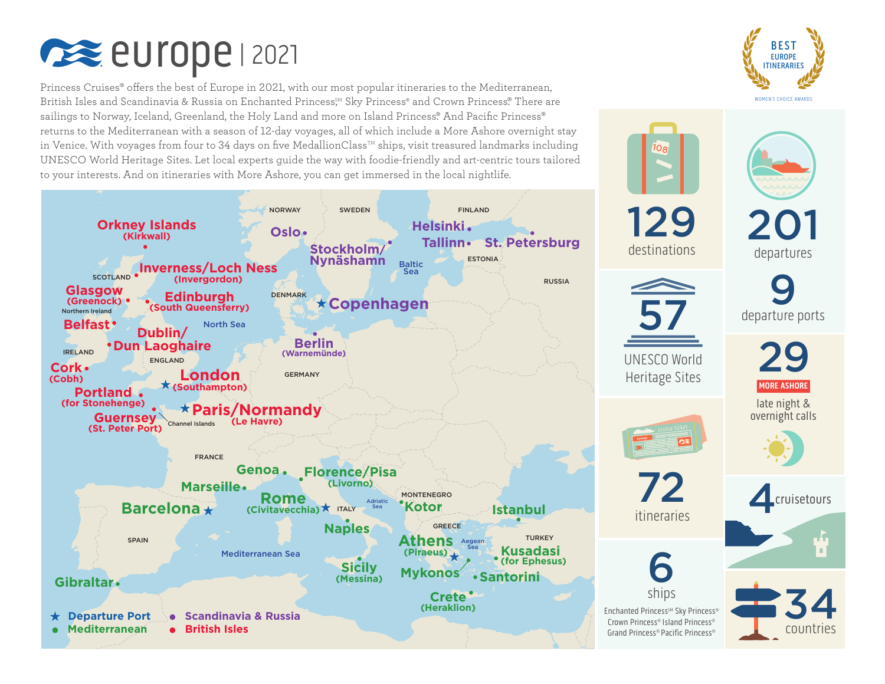# europe | 2021

Princess Cruises® offers the best of Europe in 2021, with our most popular itineraries to the Mediterranean, British Isles and Scandinavia & Russia on Enchanted Princess,SM Sky Princess® and Crown Princess® There are sailings to Norway, Iceland, Greenland, the Holy Land and more on Island Princess® And Pacific Princess® returns to the Mediterranean with a season of 12-day voyages, all of which include a More Ashore overnight stay in Venice. With voyages from four to 34 days on five MedallionClass™ ships, visit treasured landmarks including UNESCO World Heritage Sites. Let local experts guide the way with foodie-friendly and art-centric tours tailored to your interests. And on itineraries with More Ashore, you can get immersed in the local nightlife.

BEST EUROPE ITINERARIES — WOMEN'S CHOICE AWARDS

**British Isles:** Orkney Islands (Kirkwall), Inverness/Loch Ness (Invergordon), Glasgow (Greenock), Edinburgh (South Queensferry), Belfast, Dublin/Dun Laoghaire, Cork (Cobh), London (Southampton) ★, Portland (for Stonehenge), Guernsey (St. Peter Port), Paris/Normandy (Le Havre) ★

**Scandinavia & Russia:** Oslo, Stockholm/Nynäshamn, Helsinki, Tallinn, St. Petersburg, Copenhagen ★, Berlin (Warnemünde)

**Mediterranean:** Genoa, Florence/Pisa (Livorno), Marseille, Rome (Civitavecchia) ★, Barcelona ★, Kotor, Istanbul, Naples, Athens (Piraeus) ★, Kusadasi (for Ephesus), Sicily (Messina), Mykonos, Santorini, Gibraltar, Crete (Heraklion)

★ Departure Port
● Mediterranean
● Scandinavia & Russia
● British Isles

- **129** destinations
- **201** departures
- **9** departure ports
- **57** UNESCO World Heritage Sites
- **29** MORE ASHORE late night & overnight calls
- **72** itineraries
- **4** cruisetours
- **6** ships — Enchanted PrincessSM Sky Princess® Crown Princess® Island Princess® Grand Princess® Pacific Princess®
- **34** countries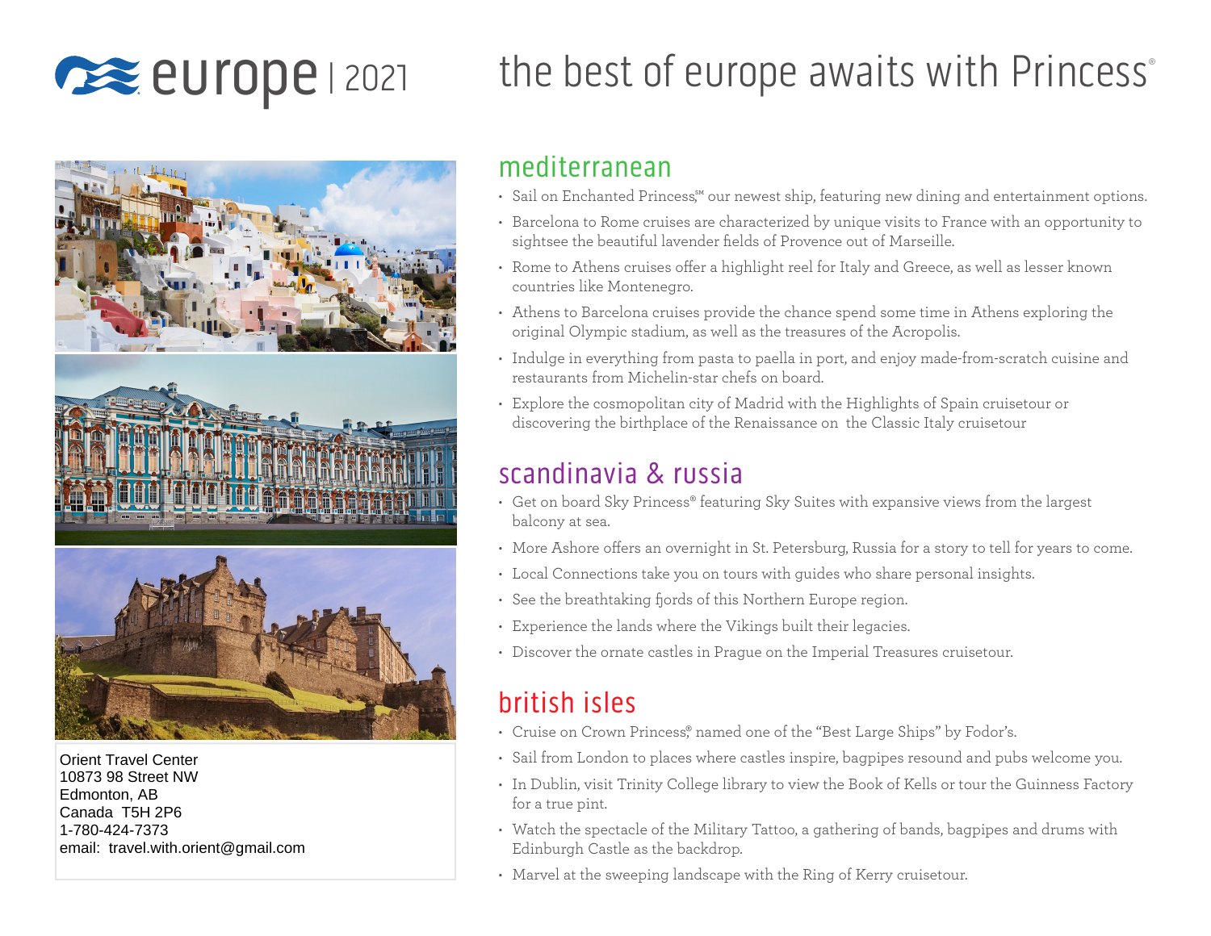# europe | 2021

# the best of europe awaits with Princess®

Orient Travel Center
10873 98 Street NW
Edmonton, AB
Canada T5H 2P6
1-780-424-7373
email: travel.with.orient@gmail.com

## mediterranean

- Sail on Enchanted Princess,℠ our newest ship, featuring new dining and entertainment options.
- Barcelona to Rome cruises are characterized by unique visits to France with an opportunity to sightsee the beautiful lavender fields of Provence out of Marseille.
- Rome to Athens cruises offer a highlight reel for Italy and Greece, as well as lesser known countries like Montenegro.
- Athens to Barcelona cruises provide the chance spend some time in Athens exploring the original Olympic stadium, as well as the treasures of the Acropolis.
- Indulge in everything from pasta to paella in port, and enjoy made-from-scratch cuisine and restaurants from Michelin-star chefs on board.
- Explore the cosmopolitan city of Madrid with the Highlights of Spain cruisetour or discovering the birthplace of the Renaissance on the Classic Italy cruisetour

## scandinavia & russia

- Get on board Sky Princess® featuring Sky Suites with expansive views from the largest balcony at sea.
- More Ashore offers an overnight in St. Petersburg, Russia for a story to tell for years to come.
- Local Connections take you on tours with guides who share personal insights.
- See the breathtaking fjords of this Northern Europe region.
- Experience the lands where the Vikings built their legacies.
- Discover the ornate castles in Prague on the Imperial Treasures cruisetour.

## british isles

- Cruise on Crown Princess,® named one of the "Best Large Ships" by Fodor's.
- Sail from London to places where castles inspire, bagpipes resound and pubs welcome you.
- In Dublin, visit Trinity College library to view the Book of Kells or tour the Guinness Factory for a true pint.
- Watch the spectacle of the Military Tattoo, a gathering of bands, bagpipes and drums with Edinburgh Castle as the backdrop.
- Marvel at the sweeping landscape with the Ring of Kerry cruisetour.